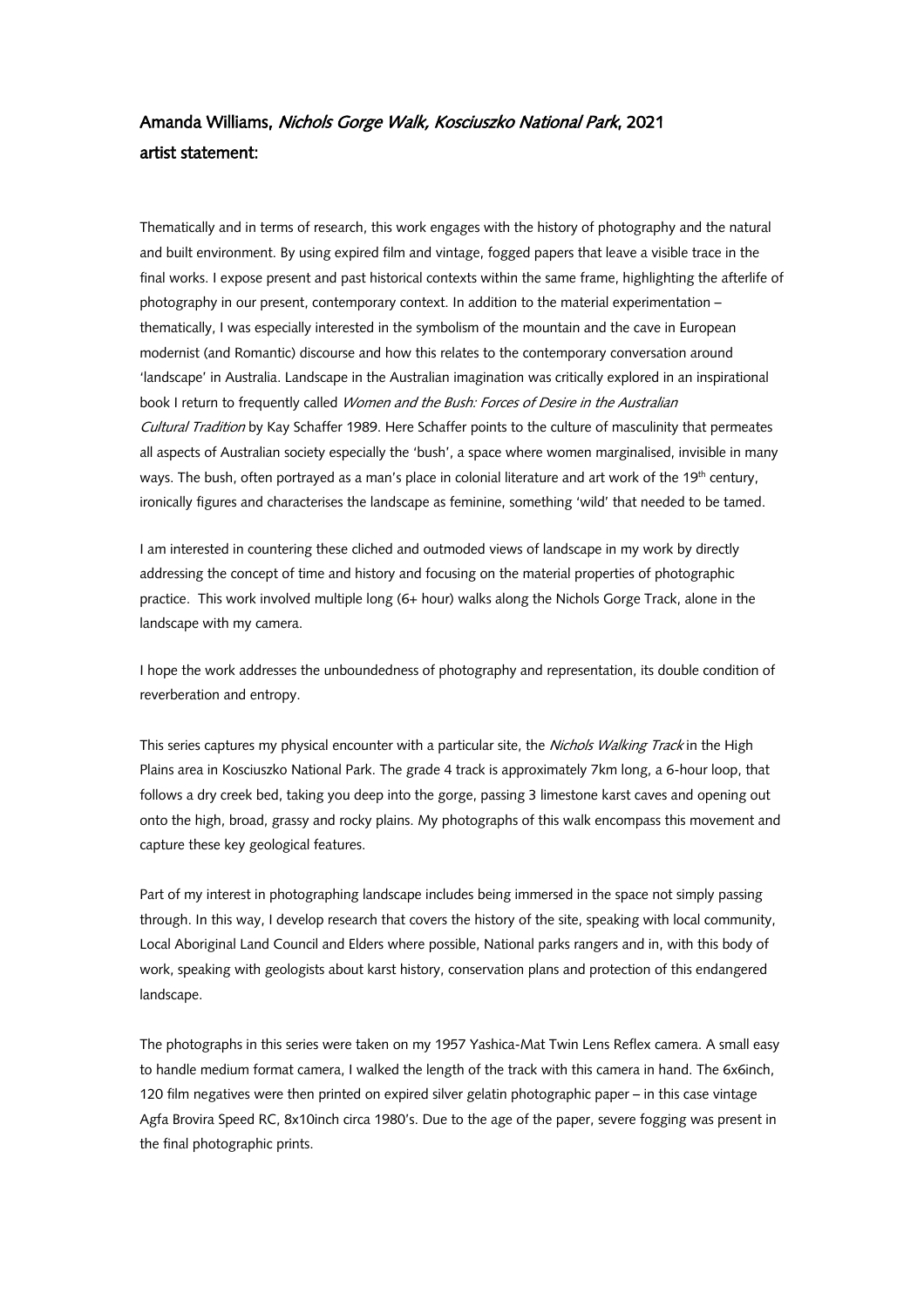# Amanda Williams, *Nichols Gorge Walk, Kosciuszko National Park*, 2021

## artist statement:

Thematically and in terms of research, this work engages with the history of photography and the natural and built environment. By using expired film and vintage, fogged papers that leave a visible trace in the final works. I expose present and past historical contexts within the same frame, highlighting the afterlife of photography in our present, contemporary context. In addition to the material experimentation – thematically, I was especially interested in the symbolism of the mountain and the cave in European modernist (and Romantic) discourse and how this relates to the contemporary conversation around 'landscape' in Australia. Landscape in the Australian imagination was critically explored in an inspirational book I return to frequently called *Women and the Bush: Forces of Desire in the Australian Cultural Tradition* by Kay Schaffer 1989. Here Schaffer points to the culture of masculinity that permeates all aspects of Australian society especially the 'bush', a space where women marginalised, invisible in many ways. The bush, often portrayed as a man's place in colonial literature and art work of the 19th century, ironically figures and characterises the landscape as feminine, something 'wild' that needed to be tamed.

I am interested in countering these cliched and outmoded views of landscape in my work by directly addressing the concept of time and history and focusing on the material properties of photographic practice. This work involved multiple long (6+ hour) walks along the Nichols Gorge Track, alone in the landscape with my camera.

I hope the work addresses the unboundedness of photography and representation, its double condition of reverberation and entropy.

This series captures my physical encounter with a particular site, the *Nichols Walking Track* in the High Plains area in Kosciuszko National Park. The grade 4 track is approximately 7km long, a 6-hour loop, that follows a dry creek bed, taking you deep into the gorge, passing 3 limestone karst caves and opening out onto the high, broad, grassy and rocky plains. My photographs of this walk encompass this movement and capture these key geological features.

Part of my interest in photographing landscape includes being immersed in the space not simply passing through. In this way, I develop research that covers the history of the site, speaking with local community, Local Aboriginal Land Council and Elders where possible, National parks rangers and in, with this body of work, speaking with geologists about karst history, conservation plans and protection of this endangered landscape.

The photographs in this series were taken on my 1957 Yashica-Mat Twin Lens Reflex camera. A small easy to handle medium format camera, I walked the length of the track with this camera in hand. The 6x6inch, 120 film negatives were then printed on expired silver gelatin photographic paper – in this case vintage Agfa Brovira Speed RC, 8x10inch circa 1980's. Due to the age of the paper, severe fogging was present in the final photographic prints.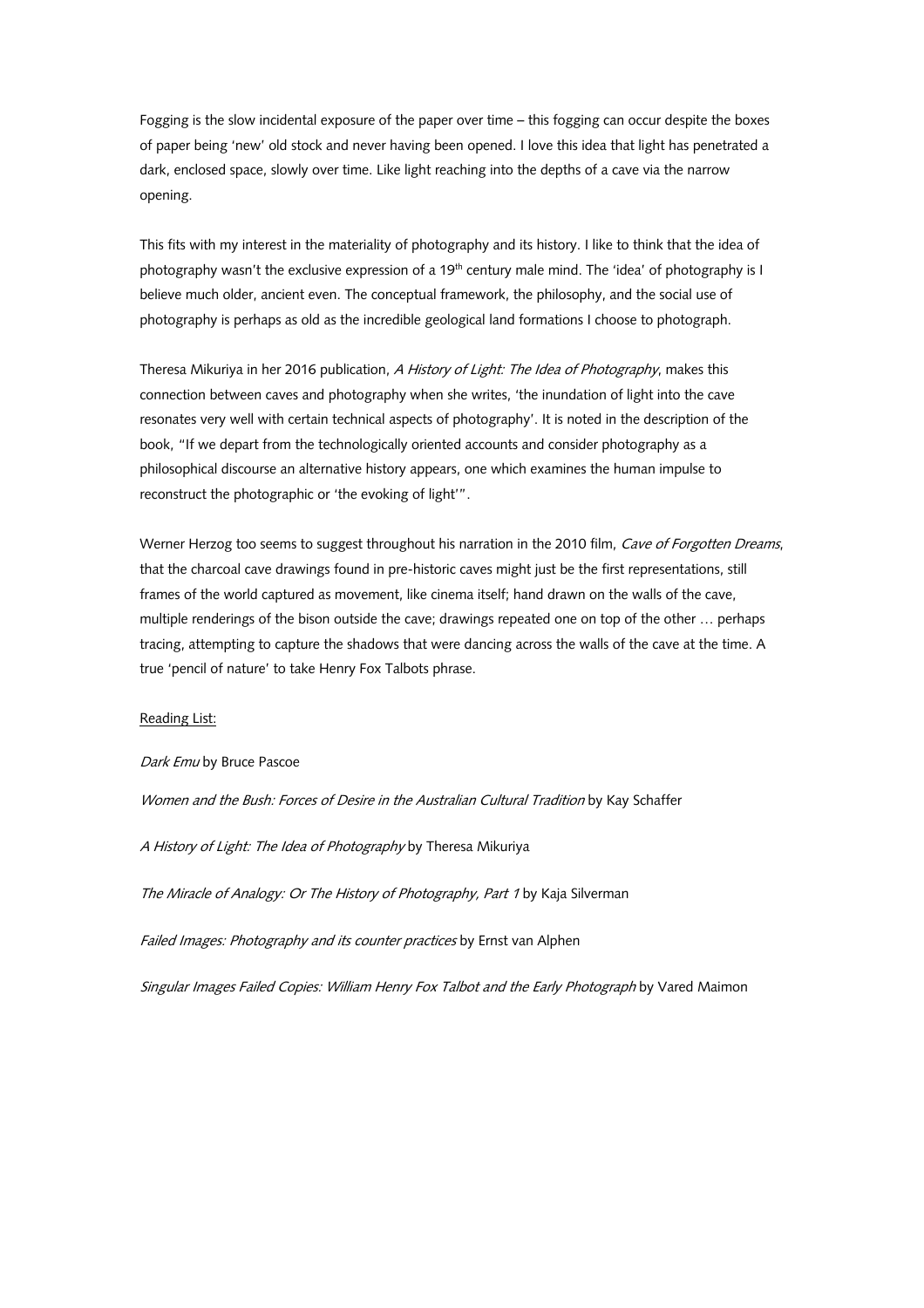Fogging is the slow incidental exposure of the paper over time – this fogging can occur despite the boxes of paper being 'new' old stock and never having been opened. I love this idea that light has penetrated a dark, enclosed space, slowly over time. Like light reaching into the depths of a cave via the narrow opening.

This fits with my interest in the materiality of photography and its history. I like to think that the idea of photography wasn't the exclusive expression of a 19th century male mind. The 'idea' of photography is I believe much older, ancient even. The conceptual framework, the philosophy, and the social use of photography is perhaps as old as the incredible geological land formations I choose to photograph.

Theresa Mikuriya in her 2016 publication, *A History of Light: The Idea of Photography*, makes this connection between caves and photography when she writes, 'the inundation of light into the cave resonates very well with certain technical aspects of photography'. It is noted in the description of the book, "If we depart from the technologically oriented accounts and consider photography as a philosophical discourse an alternative history appears, one which examines the human impulse to reconstruct the photographic or 'the evoking of light'".

Werner Herzog too seems to suggest throughout his narration in the 2010 film, *Cave of Forgotten Dreams*, that the charcoal cave drawings found in pre-historic caves might just be the first representations, still frames of the world captured as movement, like cinema itself; hand drawn on the walls of the cave, multiple renderings of the bison outside the cave; drawings repeated one on top of the other … perhaps tracing, attempting to capture the shadows that were dancing across the walls of the cave at the time. A true 'pencil of nature' to take Henry Fox Talbots phrase.

<u>Reading List:</u>

*Dark Emu* by Bruce Pascoe

*Women and the Bush: Forces of Desire in the Australian Cultural Tradition* by Kay Schaffer

*A History of Light: The Idea of Photography* by Theresa Mikuriya

*The Miracle of Analogy: Or The History of Photography, Part 1* by Kaja Silverman

*Failed Images: Photography and its counter practices* by Ernst van Alphen

*Singular Images Failed Copies: William Henry Fox Talbot and the Early Photograph* by Vared Maimon